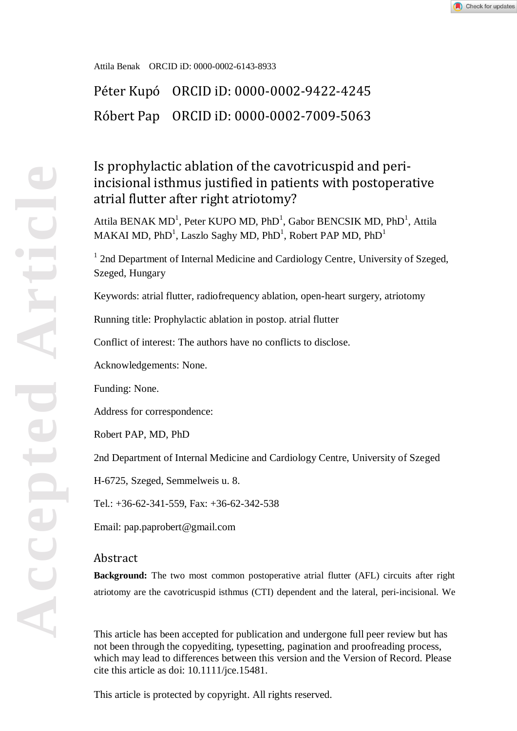Attila Benak ORCID iD: 0000-0002-6143-8933

Péter Kupó ORCID iD: 0000-0002-9422-4245

Róbert Pap ORCID iD: 0000-0002-7009-5063

# Is prophylactic ablation of the cavotricuspid and peri-incisional isthmus justified in patients with postoperative atrial flutter after right atriotomy?

Attila BENAK MD[1], Peter KUPO MD, PhD[1], Gabor BENCSIK MD, PhD[1], Attila MAKAI MD, PhD[1], Laszlo Saghy MD, PhD[1], Robert PAP MD, PhD[1]

[1] 2nd Department of Internal Medicine and Cardiology Centre, University of Szeged, Szeged, Hungary

Keywords: atrial flutter, radiofrequency ablation, open-heart surgery, atriotomy

Running title: Prophylactic ablation in postop. atrial flutter

Conflict of interest: The authors have no conflicts to disclose.

Acknowledgements: None.

Funding: None.

Address for correspondence:

Robert PAP, MD, PhD

2nd Department of Internal Medicine and Cardiology Centre, University of Szeged

H-6725, Szeged, Semmelweis u. 8.

Tel.: +36-62-341-559, Fax: +36-62-342-538

Email: pap.paprobert@gmail.com

## Abstract

**Background:** The two most common postoperative atrial flutter (AFL) circuits after right atriotomy are the cavotricuspid isthmus (CTI) dependent and the lateral, peri-incisional. We

This article has been accepted for publication and undergone full peer review but has not been through the copyediting, typesetting, pagination and proofreading process, which may lead to differences between this version and the Version of Record. Please cite this article as doi: 10.1111/jce.15481.

This article is protected by copyright. All rights reserved.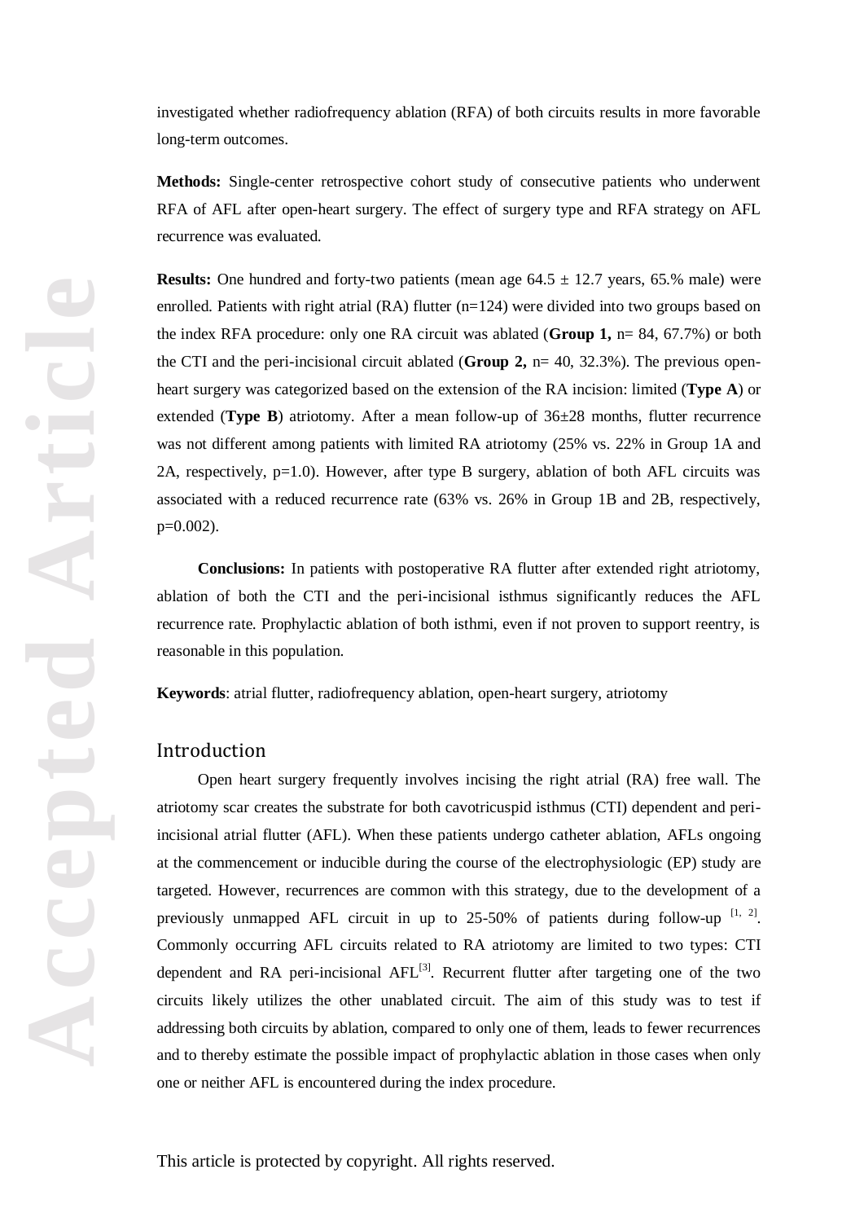investigated whether radiofrequency ablation (RFA) of both circuits results in more favorable long-term outcomes.

**Methods:** Single-center retrospective cohort study of consecutive patients who underwent RFA of AFL after open-heart surgery. The effect of surgery type and RFA strategy on AFL recurrence was evaluated.

**Results:** One hundred and forty-two patients (mean age 64.5 ± 12.7 years, 65.% male) were enrolled. Patients with right atrial (RA) flutter (n=124) were divided into two groups based on the index RFA procedure: only one RA circuit was ablated (**Group 1,** n= 84, 67.7%) or both the CTI and the peri-incisional circuit ablated (**Group 2,** n= 40, 32.3%). The previous open-heart surgery was categorized based on the extension of the RA incision: limited (**Type A**) or extended (**Type B**) atriotomy. After a mean follow-up of 36±28 months, flutter recurrence was not different among patients with limited RA atriotomy (25% vs. 22% in Group 1A and 2A, respectively, p=1.0). However, after type B surgery, ablation of both AFL circuits was associated with a reduced recurrence rate (63% vs. 26% in Group 1B and 2B, respectively, p=0.002).

**Conclusions:** In patients with postoperative RA flutter after extended right atriotomy, ablation of both the CTI and the peri-incisional isthmus significantly reduces the AFL recurrence rate. Prophylactic ablation of both isthmi, even if not proven to support reentry, is reasonable in this population.

**Keywords**: atrial flutter, radiofrequency ablation, open-heart surgery, atriotomy

## Introduction

Open heart surgery frequently involves incising the right atrial (RA) free wall. The atriotomy scar creates the substrate for both cavotricuspid isthmus (CTI) dependent and peri-incisional atrial flutter (AFL). When these patients undergo catheter ablation, AFLs ongoing at the commencement or inducible during the course of the electrophysiologic (EP) study are targeted. However, recurrences are common with this strategy, due to the development of a previously unmapped AFL circuit in up to 25-50% of patients during follow-up [1, 2]. Commonly occurring AFL circuits related to RA atriotomy are limited to two types: CTI dependent and RA peri-incisional AFL[3]. Recurrent flutter after targeting one of the two circuits likely utilizes the other unablated circuit. The aim of this study was to test if addressing both circuits by ablation, compared to only one of them, leads to fewer recurrences and to thereby estimate the possible impact of prophylactic ablation in those cases when only one or neither AFL is encountered during the index procedure.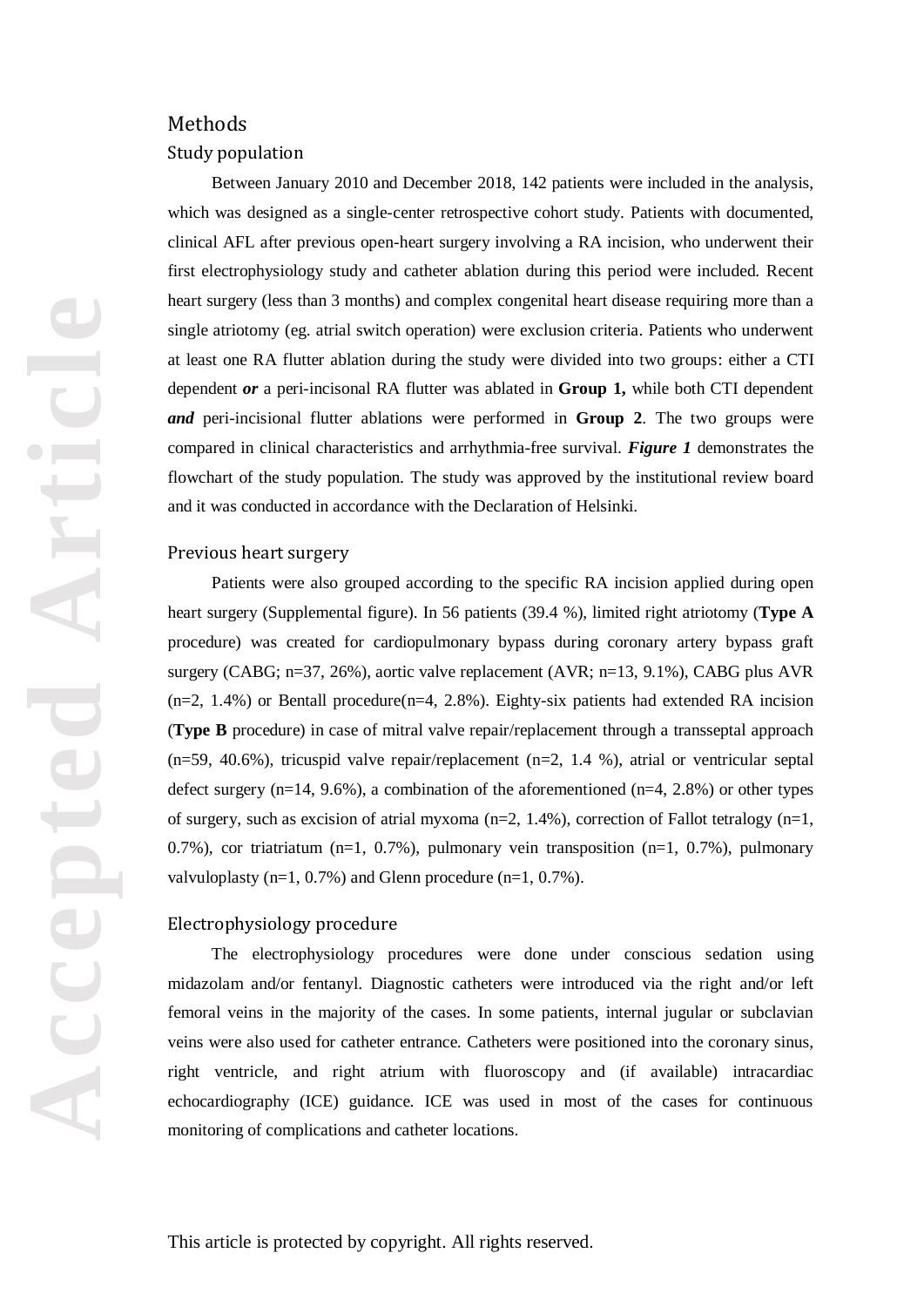# Methods

## Study population

Between January 2010 and December 2018, 142 patients were included in the analysis, which was designed as a single-center retrospective cohort study. Patients with documented, clinical AFL after previous open-heart surgery involving a RA incision, who underwent their first electrophysiology study and catheter ablation during this period were included. Recent heart surgery (less than 3 months) and complex congenital heart disease requiring more than a single atriotomy (eg. atrial switch operation) were exclusion criteria. Patients who underwent at least one RA flutter ablation during the study were divided into two groups: either a CTI dependent ***or*** a peri-incisonal RA flutter was ablated in **Group 1,** while both CTI dependent ***and*** peri-incisional flutter ablations were performed in **Group 2**. The two groups were compared in clinical characteristics and arrhythmia-free survival. ***Figure 1*** demonstrates the flowchart of the study population. The study was approved by the institutional review board and it was conducted in accordance with the Declaration of Helsinki.

## Previous heart surgery

Patients were also grouped according to the specific RA incision applied during open heart surgery (Supplemental figure). In 56 patients (39.4 %), limited right atriotomy (**Type A** procedure) was created for cardiopulmonary bypass during coronary artery bypass graft surgery (CABG; n=37, 26%), aortic valve replacement (AVR; n=13, 9.1%), CABG plus AVR (n=2, 1.4%) or Bentall procedure(n=4, 2.8%). Eighty-six patients had extended RA incision (**Type B** procedure) in case of mitral valve repair/replacement through a transseptal approach (n=59, 40.6%), tricuspid valve repair/replacement (n=2, 1.4 %), atrial or ventricular septal defect surgery (n=14, 9.6%), a combination of the aforementioned (n=4, 2.8%) or other types of surgery, such as excision of atrial myxoma (n=2, 1.4%), correction of Fallot tetralogy (n=1, 0.7%), cor triatriatum (n=1, 0.7%), pulmonary vein transposition (n=1, 0.7%), pulmonary valvuloplasty (n=1, 0.7%) and Glenn procedure (n=1, 0.7%).

## Electrophysiology procedure

The electrophysiology procedures were done under conscious sedation using midazolam and/or fentanyl. Diagnostic catheters were introduced via the right and/or left femoral veins in the majority of the cases. In some patients, internal jugular or subclavian veins were also used for catheter entrance. Catheters were positioned into the coronary sinus, right ventricle, and right atrium with fluoroscopy and (if available) intracardiac echocardiography (ICE) guidance. ICE was used in most of the cases for continuous monitoring of complications and catheter locations.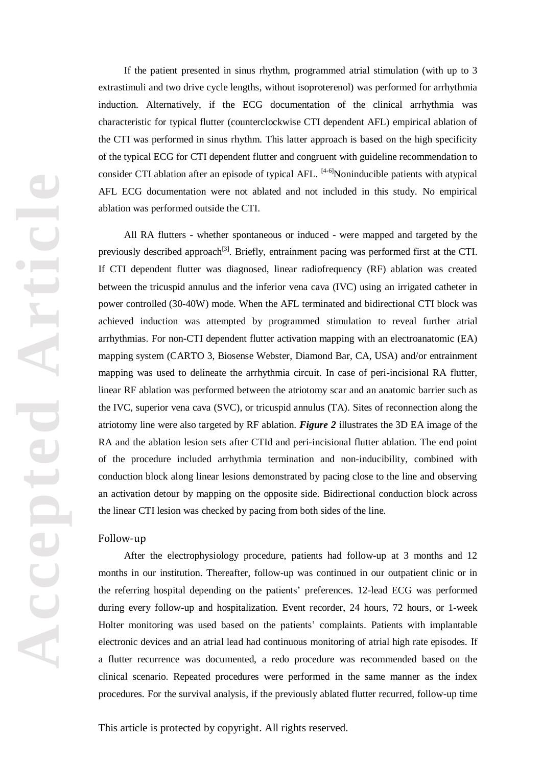If the patient presented in sinus rhythm, programmed atrial stimulation (with up to 3 extrastimuli and two drive cycle lengths, without isoproterenol) was performed for arrhythmia induction. Alternatively, if the ECG documentation of the clinical arrhythmia was characteristic for typical flutter (counterclockwise CTI dependent AFL) empirical ablation of the CTI was performed in sinus rhythm. This latter approach is based on the high specificity of the typical ECG for CTI dependent flutter and congruent with guideline recommendation to consider CTI ablation after an episode of typical AFL. [4-6]Noninducible patients with atypical AFL ECG documentation were not ablated and not included in this study. No empirical ablation was performed outside the CTI.

All RA flutters - whether spontaneous or induced - were mapped and targeted by the previously described approach[3]. Briefly, entrainment pacing was performed first at the CTI. If CTI dependent flutter was diagnosed, linear radiofrequency (RF) ablation was created between the tricuspid annulus and the inferior vena cava (IVC) using an irrigated catheter in power controlled (30-40W) mode. When the AFL terminated and bidirectional CTI block was achieved induction was attempted by programmed stimulation to reveal further atrial arrhythmias. For non-CTI dependent flutter activation mapping with an electroanatomic (EA) mapping system (CARTO 3, Biosense Webster, Diamond Bar, CA, USA) and/or entrainment mapping was used to delineate the arrhythmia circuit. In case of peri-incisional RA flutter, linear RF ablation was performed between the atriotomy scar and an anatomic barrier such as the IVC, superior vena cava (SVC), or tricuspid annulus (TA). Sites of reconnection along the atriotomy line were also targeted by RF ablation. ***Figure 2*** illustrates the 3D EA image of the RA and the ablation lesion sets after CTId and peri-incisional flutter ablation. The end point of the procedure included arrhythmia termination and non-inducibility, combined with conduction block along linear lesions demonstrated by pacing close to the line and observing an activation detour by mapping on the opposite side. Bidirectional conduction block across the linear CTI lesion was checked by pacing from both sides of the line.

## Follow-up

After the electrophysiology procedure, patients had follow-up at 3 months and 12 months in our institution. Thereafter, follow-up was continued in our outpatient clinic or in the referring hospital depending on the patients' preferences. 12-lead ECG was performed during every follow-up and hospitalization. Event recorder, 24 hours, 72 hours, or 1-week Holter monitoring was used based on the patients' complaints. Patients with implantable electronic devices and an atrial lead had continuous monitoring of atrial high rate episodes. If a flutter recurrence was documented, a redo procedure was recommended based on the clinical scenario. Repeated procedures were performed in the same manner as the index procedures. For the survival analysis, if the previously ablated flutter recurred, follow-up time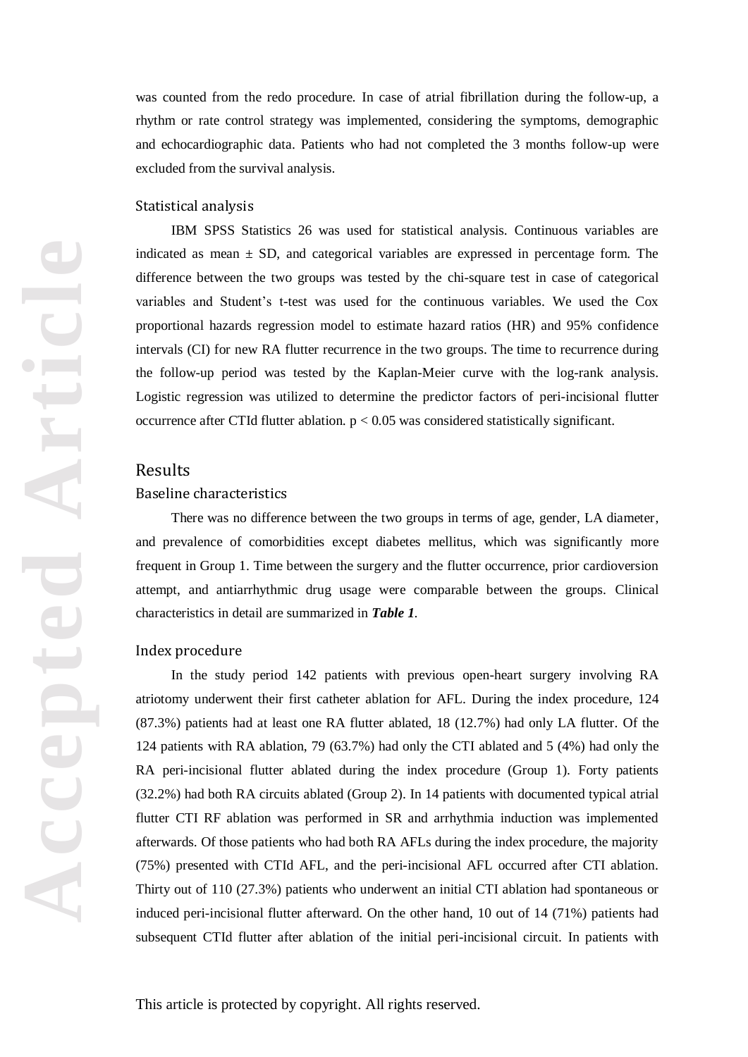was counted from the redo procedure. In case of atrial fibrillation during the follow-up, a rhythm or rate control strategy was implemented, considering the symptoms, demographic and echocardiographic data. Patients who had not completed the 3 months follow-up were excluded from the survival analysis.

### Statistical analysis

IBM SPSS Statistics 26 was used for statistical analysis. Continuous variables are indicated as mean ± SD, and categorical variables are expressed in percentage form. The difference between the two groups was tested by the chi-square test in case of categorical variables and Student's t-test was used for the continuous variables. We used the Cox proportional hazards regression model to estimate hazard ratios (HR) and 95% confidence intervals (CI) for new RA flutter recurrence in the two groups. The time to recurrence during the follow-up period was tested by the Kaplan-Meier curve with the log-rank analysis. Logistic regression was utilized to determine the predictor factors of peri-incisional flutter occurrence after CTId flutter ablation. $p < 0.05$ was considered statistically significant.

## Results

### Baseline characteristics

There was no difference between the two groups in terms of age, gender, LA diameter, and prevalence of comorbidities except diabetes mellitus, which was significantly more frequent in Group 1. Time between the surgery and the flutter occurrence, prior cardioversion attempt, and antiarrhythmic drug usage were comparable between the groups. Clinical characteristics in detail are summarized in ***Table 1***.

### Index procedure

In the study period 142 patients with previous open-heart surgery involving RA atriotomy underwent their first catheter ablation for AFL. During the index procedure, 124 (87.3%) patients had at least one RA flutter ablated, 18 (12.7%) had only LA flutter. Of the 124 patients with RA ablation, 79 (63.7%) had only the CTI ablated and 5 (4%) had only the RA peri-incisional flutter ablated during the index procedure (Group 1). Forty patients (32.2%) had both RA circuits ablated (Group 2). In 14 patients with documented typical atrial flutter CTI RF ablation was performed in SR and arrhythmia induction was implemented afterwards. Of those patients who had both RA AFLs during the index procedure, the majority (75%) presented with CTId AFL, and the peri-incisional AFL occurred after CTI ablation. Thirty out of 110 (27.3%) patients who underwent an initial CTI ablation had spontaneous or induced peri-incisional flutter afterward. On the other hand, 10 out of 14 (71%) patients had subsequent CTId flutter after ablation of the initial peri-incisional circuit. In patients with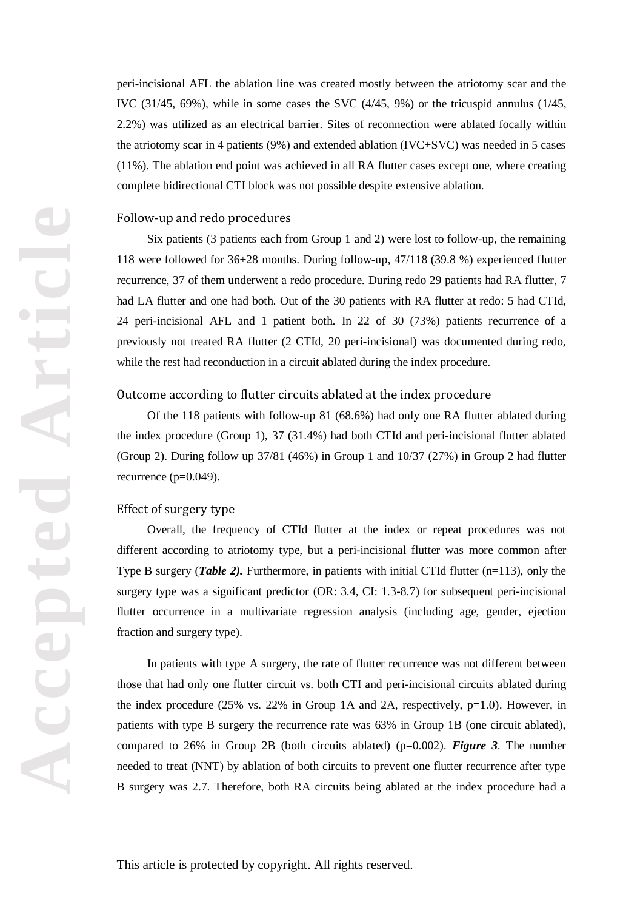peri-incisional AFL the ablation line was created mostly between the atriotomy scar and the IVC (31/45, 69%), while in some cases the SVC (4/45, 9%) or the tricuspid annulus (1/45, 2.2%) was utilized as an electrical barrier. Sites of reconnection were ablated focally within the atriotomy scar in 4 patients (9%) and extended ablation (IVC+SVC) was needed in 5 cases (11%). The ablation end point was achieved in all RA flutter cases except one, where creating complete bidirectional CTI block was not possible despite extensive ablation.

### Follow-up and redo procedures

Six patients (3 patients each from Group 1 and 2) were lost to follow-up, the remaining 118 were followed for 36±28 months. During follow-up, 47/118 (39.8 %) experienced flutter recurrence, 37 of them underwent a redo procedure. During redo 29 patients had RA flutter, 7 had LA flutter and one had both. Out of the 30 patients with RA flutter at redo: 5 had CTId, 24 peri-incisional AFL and 1 patient both. In 22 of 30 (73%) patients recurrence of a previously not treated RA flutter (2 CTId, 20 peri-incisional) was documented during redo, while the rest had reconduction in a circuit ablated during the index procedure.

### Outcome according to flutter circuits ablated at the index procedure

Of the 118 patients with follow-up 81 (68.6%) had only one RA flutter ablated during the index procedure (Group 1), 37 (31.4%) had both CTId and peri-incisional flutter ablated (Group 2). During follow up 37/81 (46%) in Group 1 and 10/37 (27%) in Group 2 had flutter recurrence (p=0.049).

### Effect of surgery type

Overall, the frequency of CTId flutter at the index or repeat procedures was not different according to atriotomy type, but a peri-incisional flutter was more common after Type B surgery (***Table 2)***. Furthermore, in patients with initial CTId flutter (n=113), only the surgery type was a significant predictor (OR: 3.4, CI: 1.3-8.7) for subsequent peri-incisional flutter occurrence in a multivariate regression analysis (including age, gender, ejection fraction and surgery type).

In patients with type A surgery, the rate of flutter recurrence was not different between those that had only one flutter circuit vs. both CTI and peri-incisional circuits ablated during the index procedure (25% vs. 22% in Group 1A and 2A, respectively, p=1.0). However, in patients with type B surgery the recurrence rate was 63% in Group 1B (one circuit ablated), compared to 26% in Group 2B (both circuits ablated) (p=0.002). ***Figure 3***. The number needed to treat (NNT) by ablation of both circuits to prevent one flutter recurrence after type B surgery was 2.7. Therefore, both RA circuits being ablated at the index procedure had a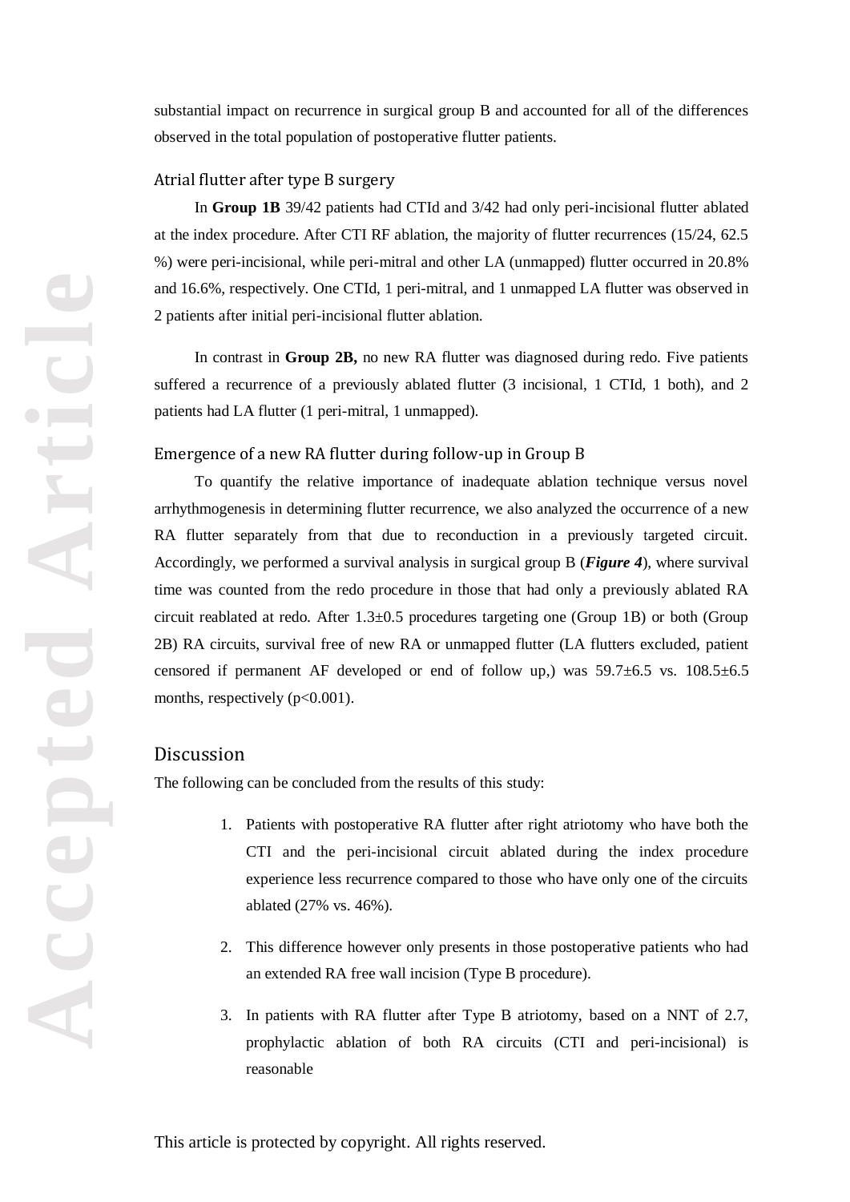substantial impact on recurrence in surgical group B and accounted for all of the differences observed in the total population of postoperative flutter patients.

### Atrial flutter after type B surgery

In **Group 1B** 39/42 patients had CTId and 3/42 had only peri-incisional flutter ablated at the index procedure. After CTI RF ablation, the majority of flutter recurrences (15/24, 62.5 %) were peri-incisional, while peri-mitral and other LA (unmapped) flutter occurred in 20.8% and 16.6%, respectively. One CTId, 1 peri-mitral, and 1 unmapped LA flutter was observed in 2 patients after initial peri-incisional flutter ablation.

In contrast in **Group 2B,** no new RA flutter was diagnosed during redo. Five patients suffered a recurrence of a previously ablated flutter (3 incisional, 1 CTId, 1 both), and 2 patients had LA flutter (1 peri-mitral, 1 unmapped).

### Emergence of a new RA flutter during follow-up in Group B

To quantify the relative importance of inadequate ablation technique versus novel arrhythmogenesis in determining flutter recurrence, we also analyzed the occurrence of a new RA flutter separately from that due to reconduction in a previously targeted circuit. Accordingly, we performed a survival analysis in surgical group B (***Figure 4***), where survival time was counted from the redo procedure in those that had only a previously ablated RA circuit reablated at redo. After $1.3 \pm 0.5$ procedures targeting one (Group 1B) or both (Group 2B) RA circuits, survival free of new RA or unmapped flutter (LA flutters excluded, patient censored if permanent AF developed or end of follow up,) was $59.7 \pm 6.5$ vs. $108.5 \pm 6.5$ months, respectively ($p<0.001$).

## Discussion

The following can be concluded from the results of this study:

1. Patients with postoperative RA flutter after right atriotomy who have both the CTI and the peri-incisional circuit ablated during the index procedure experience less recurrence compared to those who have only one of the circuits ablated (27% vs. 46%).

2. This difference however only presents in those postoperative patients who had an extended RA free wall incision (Type B procedure).

3. In patients with RA flutter after Type B atriotomy, based on a NNT of 2.7, prophylactic ablation of both RA circuits (CTI and peri-incisional) is reasonable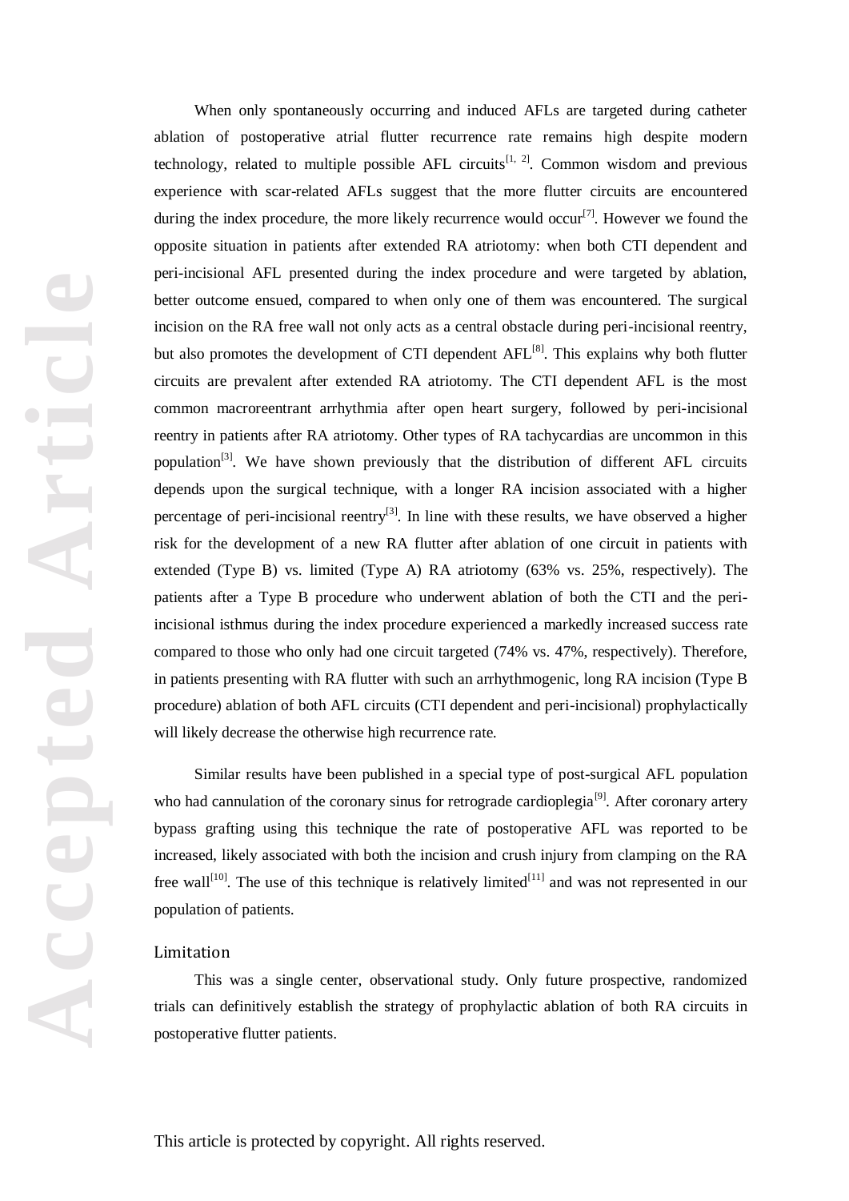When only spontaneously occurring and induced AFLs are targeted during catheter ablation of postoperative atrial flutter recurrence rate remains high despite modern technology, related to multiple possible AFL circuits[1, 2]. Common wisdom and previous experience with scar-related AFLs suggest that the more flutter circuits are encountered during the index procedure, the more likely recurrence would occur[7]. However we found the opposite situation in patients after extended RA atriotomy: when both CTI dependent and peri-incisional AFL presented during the index procedure and were targeted by ablation, better outcome ensued, compared to when only one of them was encountered. The surgical incision on the RA free wall not only acts as a central obstacle during peri-incisional reentry, but also promotes the development of CTI dependent AFL[8]. This explains why both flutter circuits are prevalent after extended RA atriotomy. The CTI dependent AFL is the most common macroreentrant arrhythmia after open heart surgery, followed by peri-incisional reentry in patients after RA atriotomy. Other types of RA tachycardias are uncommon in this population[3]. We have shown previously that the distribution of different AFL circuits depends upon the surgical technique, with a longer RA incision associated with a higher percentage of peri-incisional reentry[3]. In line with these results, we have observed a higher risk for the development of a new RA flutter after ablation of one circuit in patients with extended (Type B) vs. limited (Type A) RA atriotomy (63% vs. 25%, respectively). The patients after a Type B procedure who underwent ablation of both the CTI and the peri-incisional isthmus during the index procedure experienced a markedly increased success rate compared to those who only had one circuit targeted (74% vs. 47%, respectively). Therefore, in patients presenting with RA flutter with such an arrhythmogenic, long RA incision (Type B procedure) ablation of both AFL circuits (CTI dependent and peri-incisional) prophylactically will likely decrease the otherwise high recurrence rate.

Similar results have been published in a special type of post-surgical AFL population who had cannulation of the coronary sinus for retrograde cardioplegia[9]. After coronary artery bypass grafting using this technique the rate of postoperative AFL was reported to be increased, likely associated with both the incision and crush injury from clamping on the RA free wall[10]. The use of this technique is relatively limited[11] and was not represented in our population of patients.

## Limitation

This was a single center, observational study. Only future prospective, randomized trials can definitively establish the strategy of prophylactic ablation of both RA circuits in postoperative flutter patients.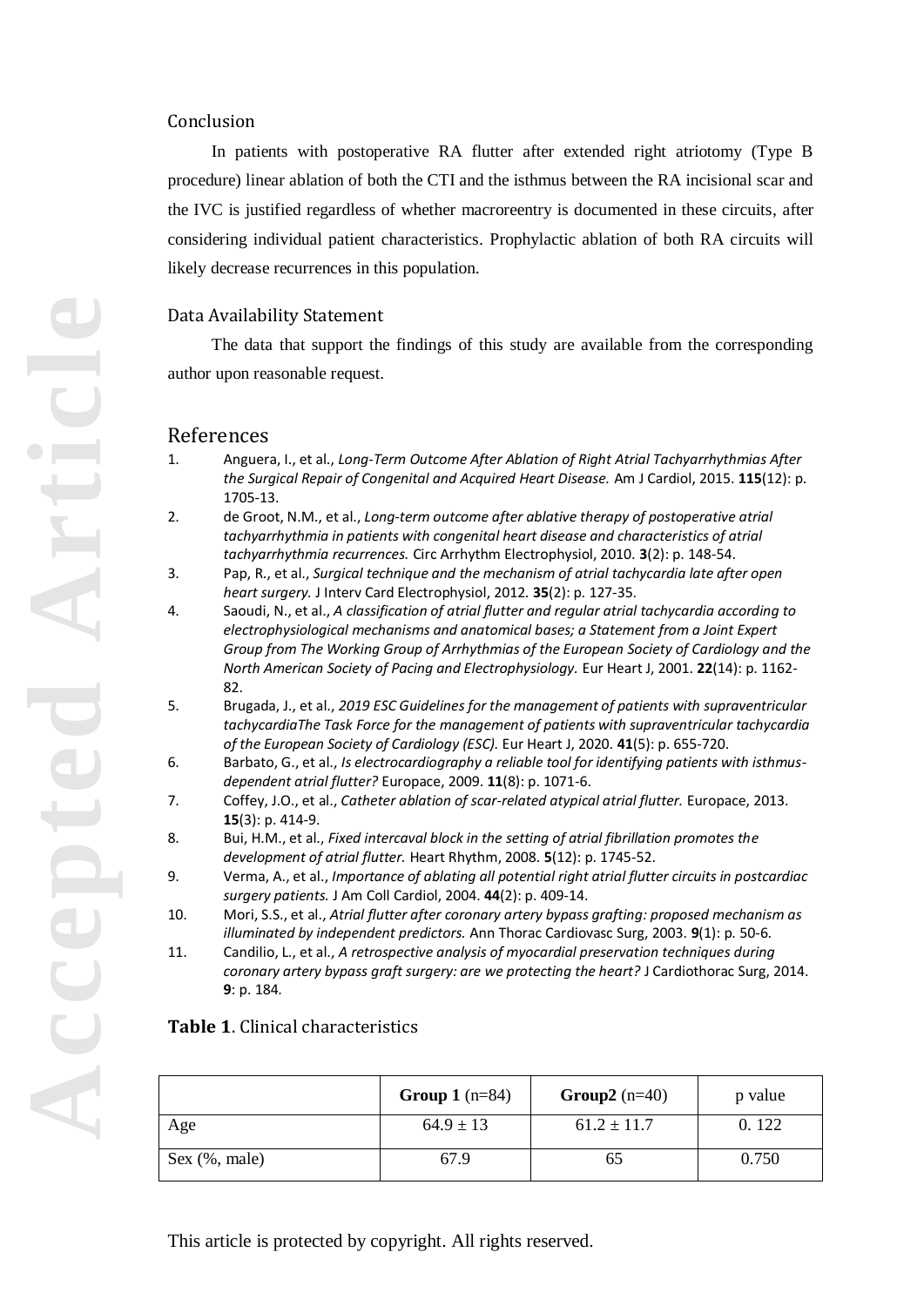## Conclusion

In patients with postoperative RA flutter after extended right atriotomy (Type B procedure) linear ablation of both the CTI and the isthmus between the RA incisional scar and the IVC is justified regardless of whether macroreentry is documented in these circuits, after considering individual patient characteristics. Prophylactic ablation of both RA circuits will likely decrease recurrences in this population.

## Data Availability Statement

The data that support the findings of this study are available from the corresponding author upon reasonable request.

## References

1. Anguera, I., et al., *Long-Term Outcome After Ablation of Right Atrial Tachyarrhythmias After the Surgical Repair of Congenital and Acquired Heart Disease.* Am J Cardiol, 2015. **115**(12): p. 1705-13.
2. de Groot, N.M., et al., *Long-term outcome after ablative therapy of postoperative atrial tachyarrhythmia in patients with congenital heart disease and characteristics of atrial tachyarrhythmia recurrences.* Circ Arrhythm Electrophysiol, 2010. **3**(2): p. 148-54.
3. Pap, R., et al., *Surgical technique and the mechanism of atrial tachycardia late after open heart surgery.* J Interv Card Electrophysiol, 2012. **35**(2): p. 127-35.
4. Saoudi, N., et al., *A classification of atrial flutter and regular atrial tachycardia according to electrophysiological mechanisms and anatomical bases; a Statement from a Joint Expert Group from The Working Group of Arrhythmias of the European Society of Cardiology and the North American Society of Pacing and Electrophysiology.* Eur Heart J, 2001. **22**(14): p. 1162-82.
5. Brugada, J., et al., *2019 ESC Guidelines for the management of patients with supraventricular tachycardiaThe Task Force for the management of patients with supraventricular tachycardia of the European Society of Cardiology (ESC).* Eur Heart J, 2020. **41**(5): p. 655-720.
6. Barbato, G., et al., *Is electrocardiography a reliable tool for identifying patients with isthmus-dependent atrial flutter?* Europace, 2009. **11**(8): p. 1071-6.
7. Coffey, J.O., et al., *Catheter ablation of scar-related atypical atrial flutter.* Europace, 2013. **15**(3): p. 414-9.
8. Bui, H.M., et al., *Fixed intercaval block in the setting of atrial fibrillation promotes the development of atrial flutter.* Heart Rhythm, 2008. **5**(12): p. 1745-52.
9. Verma, A., et al., *Importance of ablating all potential right atrial flutter circuits in postcardiac surgery patients.* J Am Coll Cardiol, 2004. **44**(2): p. 409-14.
10. Mori, S.S., et al., *Atrial flutter after coronary artery bypass grafting: proposed mechanism as illuminated by independent predictors.* Ann Thorac Cardiovasc Surg, 2003. **9**(1): p. 50-6.
11. Candilio, L., et al., *A retrospective analysis of myocardial preservation techniques during coronary artery bypass graft surgery: are we protecting the heart?* J Cardiothorac Surg, 2014. **9**: p. 184.

**Table 1**. Clinical characteristics

| | **Group 1** (n=84) | **Group2** (n=40) | p value |
|---|---|---|---|
| Age | 64.9 ± 13 | 61.2 ± 11.7 | 0. 122 |
| Sex (%, male) | 67.9 | 65 | 0.750 |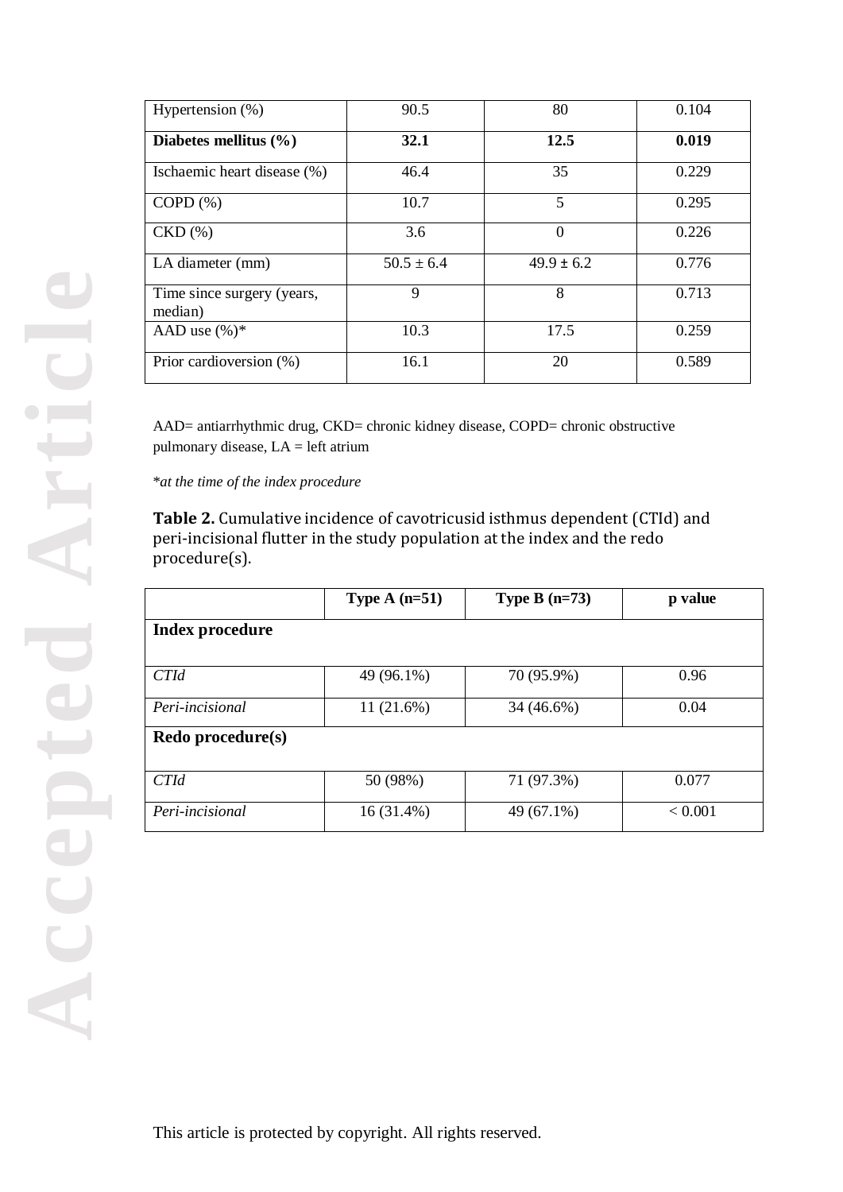| | | | |
|---|---|---|---|
| Hypertension (%) | 90.5 | 80 | 0.104 |
| **Diabetes mellitus (%)** | **32.1** | **12.5** | **0.019** |
| Ischaemic heart disease (%) | 46.4 | 35 | 0.229 |
| COPD (%) | 10.7 | 5 | 0.295 |
| CKD (%) | 3.6 | 0 | 0.226 |
| LA diameter (mm) | 50.5 ± 6.4 | 49.9 ± 6.2 | 0.776 |
| Time since surgery (years, median) | 9 | 8 | 0.713 |
| AAD use (%)* | 10.3 | 17.5 | 0.259 |
| Prior cardioversion (%) | 16.1 | 20 | 0.589 |

AAD= antiarrhythmic drug, CKD= chronic kidney disease, COPD= chronic obstructive pulmonary disease, LA = left atrium

**at the time of the index procedure*

**Table 2.** Cumulative incidence of cavotricusid isthmus dependent (CTId) and peri-incisional flutter in the study population at the index and the redo procedure(s).

| | Type A (n=51) | Type B (n=73) | p value |
|---|---|---|---|
| **Index procedure** | | | |
| *CTId* | 49 (96.1%) | 70 (95.9%) | 0.96 |
| *Peri-incisional* | 11 (21.6%) | 34 (46.6%) | 0.04 |
| **Redo procedure(s)** | | | |
| *CTId* | 50 (98%) | 71 (97.3%) | 0.077 |
| *Peri-incisional* | 16 (31.4%) | 49 (67.1%) | < 0.001 |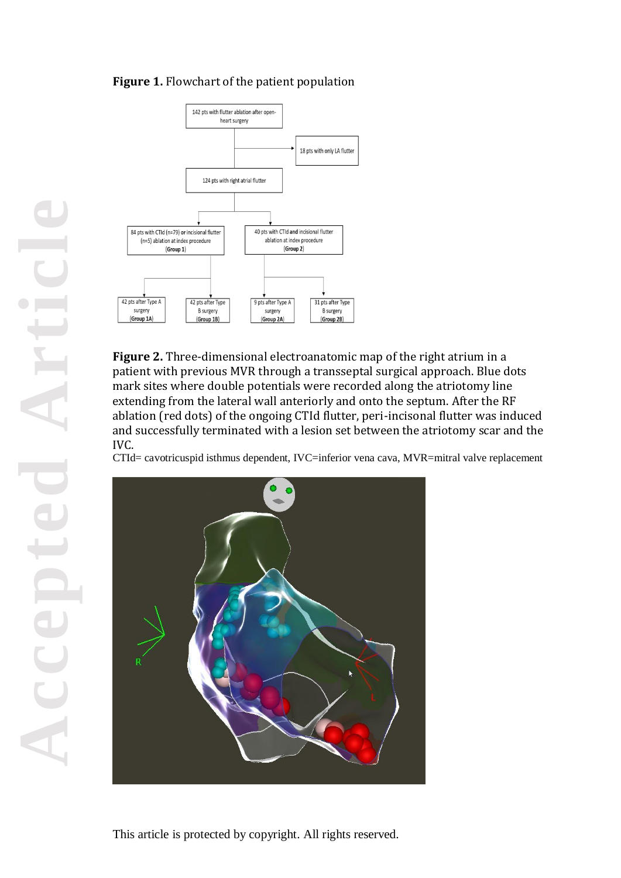**Figure 1.** Flowchart of the patient population

142 pts with flutter ablation after open-heart surgery

18 pts with only LA flutter

124 pts with right atrial flutter

84 pts with CTId (n=79) or incisional flutter (n=5) ablation at index procedure (**Group 1**)

40 pts with CTId **and** incisional flutter ablation at index procedure (**Group 2**)

42 pts after Type A surgery (**Group 1A**)

42 pts after Type B surgery (**Group 1B**)

9 pts after Type A surgery (**Group 2A**)

31 pts after Type B surgery (**Group 2B**)

**Figure 2.** Three-dimensional electroanatomic map of the right atrium in a patient with previous MVR through a transseptal surgical approach. Blue dots mark sites where double potentials were recorded along the atriotomy line extending from the lateral wall anteriorly and onto the septum. After the RF ablation (red dots) of the ongoing CTId flutter, peri-incisonal flutter was induced and successfully terminated with a lesion set between the atriotomy scar and the IVC.

CTId= cavotricuspid isthmus dependent, IVC=inferior vena cava, MVR=mitral valve replacement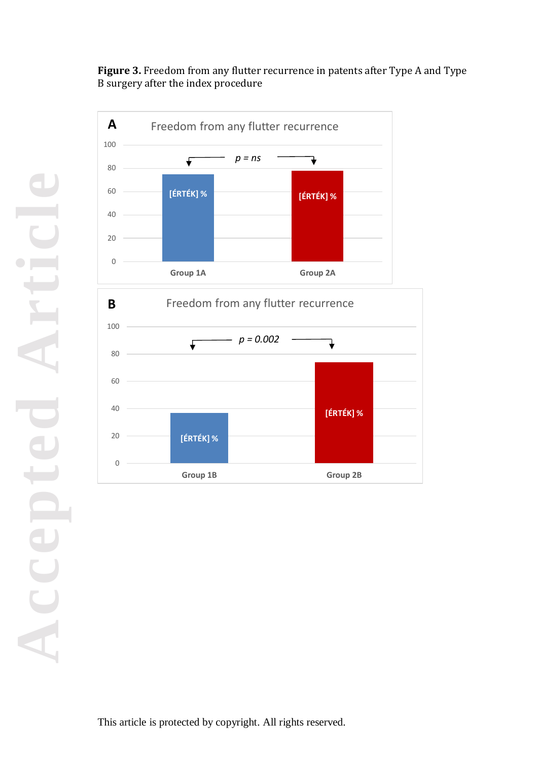**Figure 3.** Freedom from any flutter recurrence in patents after Type A and Type B surgery after the index procedure

**A** Freedom from any flutter recurrence

| | Group 1A | Group 2A |
|---|---|---|
| Freedom from any flutter recurrence | [ÉRTÉK] % | [ÉRTÉK] % |

*p = ns*

**B** Freedom from any flutter recurrence

| | Group 1B | Group 2B |
|---|---|---|
| Freedom from any flutter recurrence | [ÉRTÉK] % | [ÉRTÉK] % |

*p = 0.002*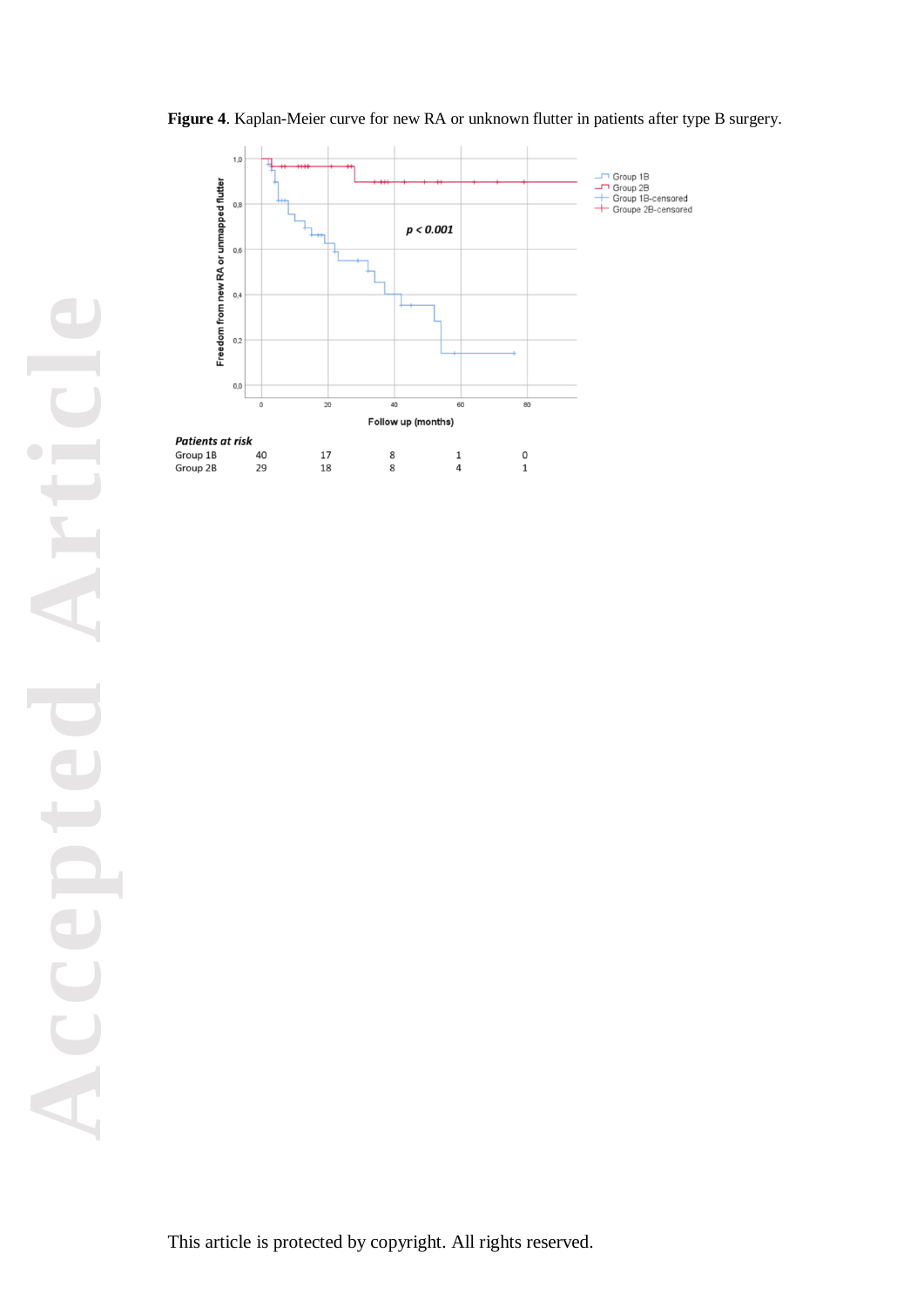**Figure 4**. Kaplan-Meier curve for new RA or unknown flutter in patients after type B surgery.

Freedom from new RA or unmapped flutter

1,0
0,8
0,6
0,4
0,2
0,0

0 20 40 60 80

Follow up (months)

*p < 0.001*

Group 1B
Group 2B
Group 1B-censored
Groupe 2B-censored

***Patients at risk***

Group 1B 40 17 8 1 0

Group 2B 29 18 8 4 1